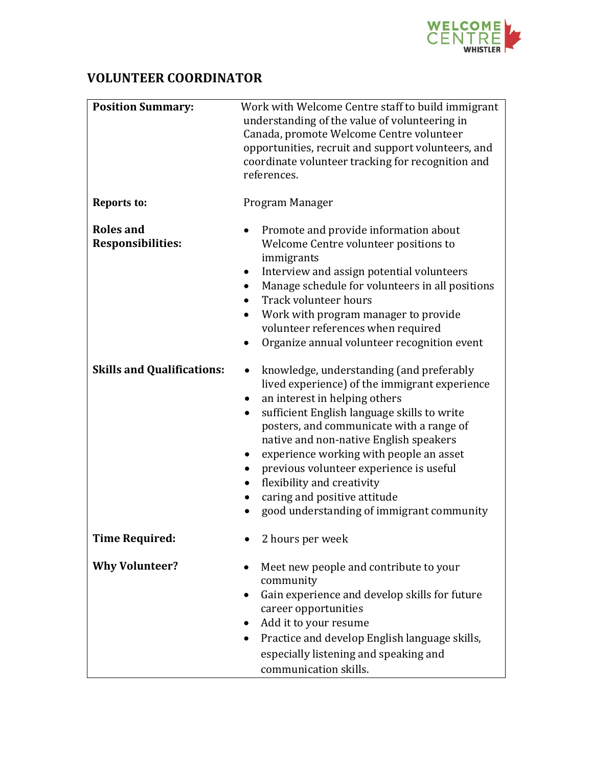# VOLUNTEER COORDINATOR

| | |
|---|---|
| **Position Summary:** | Work with Welcome Centre staff to build immigrant understanding of the value of volunteering in Canada, promote Welcome Centre volunteer opportunities, recruit and support volunteers, and coordinate volunteer tracking for recognition and references. |
| **Reports to:** | Program Manager |
| **Roles and Responsibilities:** | • Promote and provide information about Welcome Centre volunteer positions to immigrants<br>• Interview and assign potential volunteers<br>• Manage schedule for volunteers in all positions<br>• Track volunteer hours<br>• Work with program manager to provide volunteer references when required<br>• Organize annual volunteer recognition event |
| **Skills and Qualifications:** | • knowledge, understanding (and preferably lived experience) of the immigrant experience<br>• an interest in helping others<br>• sufficient English language skills to write posters, and communicate with a range of native and non-native English speakers<br>• experience working with people an asset<br>• previous volunteer experience is useful<br>• flexibility and creativity<br>• caring and positive attitude<br>• good understanding of immigrant community |
| **Time Required:** | • 2 hours per week |
| **Why Volunteer?** | • Meet new people and contribute to your community<br>• Gain experience and develop skills for future career opportunities<br>• Add it to your resume<br>• Practice and develop English language skills, especially listening and speaking and communication skills. |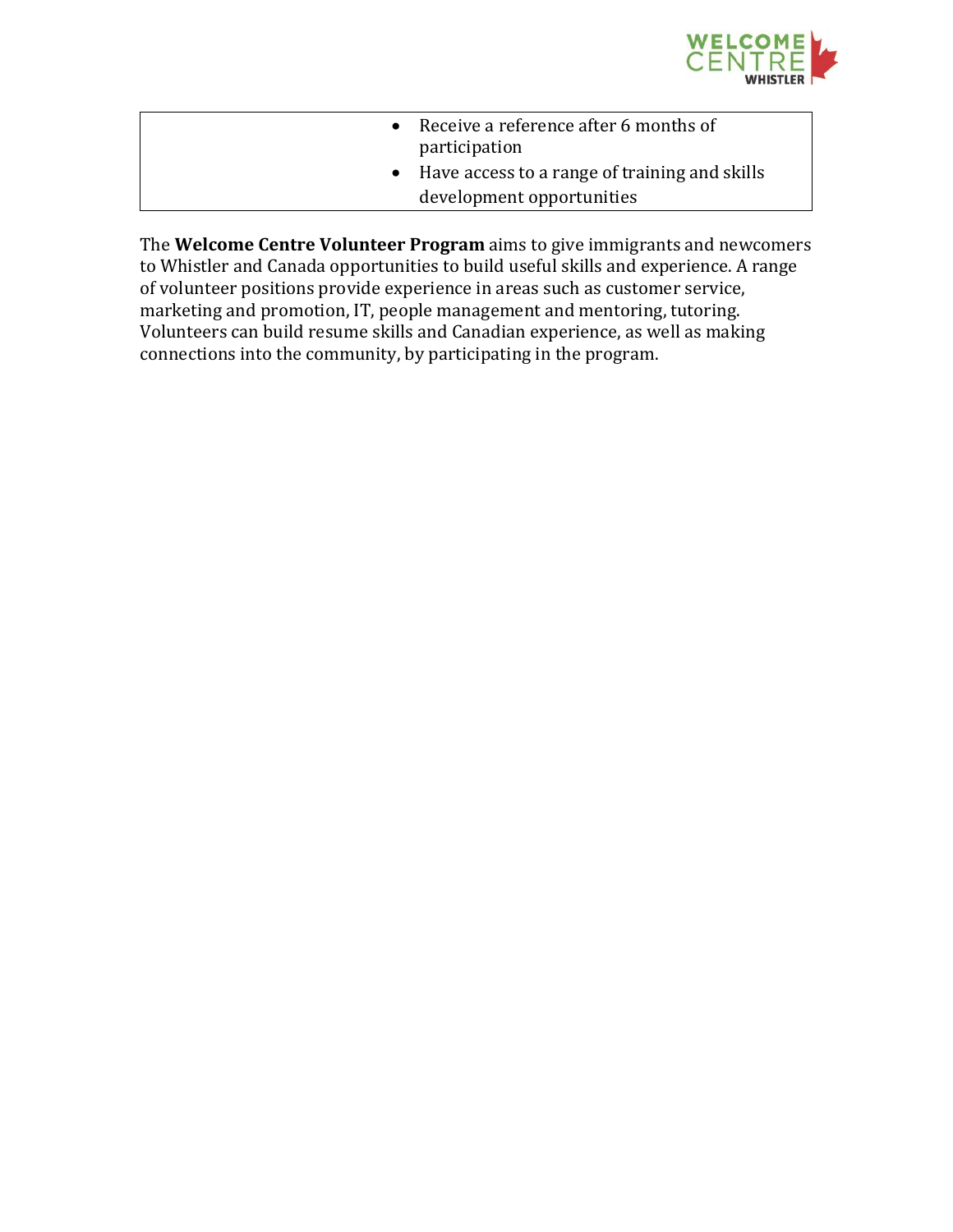| | |
|---|---|
| | • Receive a reference after 6 months of participation<br>• Have access to a range of training and skills development opportunities |

The **Welcome Centre Volunteer Program** aims to give immigrants and newcomers to Whistler and Canada opportunities to build useful skills and experience. A range of volunteer positions provide experience in areas such as customer service, marketing and promotion, IT, people management and mentoring, tutoring. Volunteers can build resume skills and Canadian experience, as well as making connections into the community, by participating in the program.